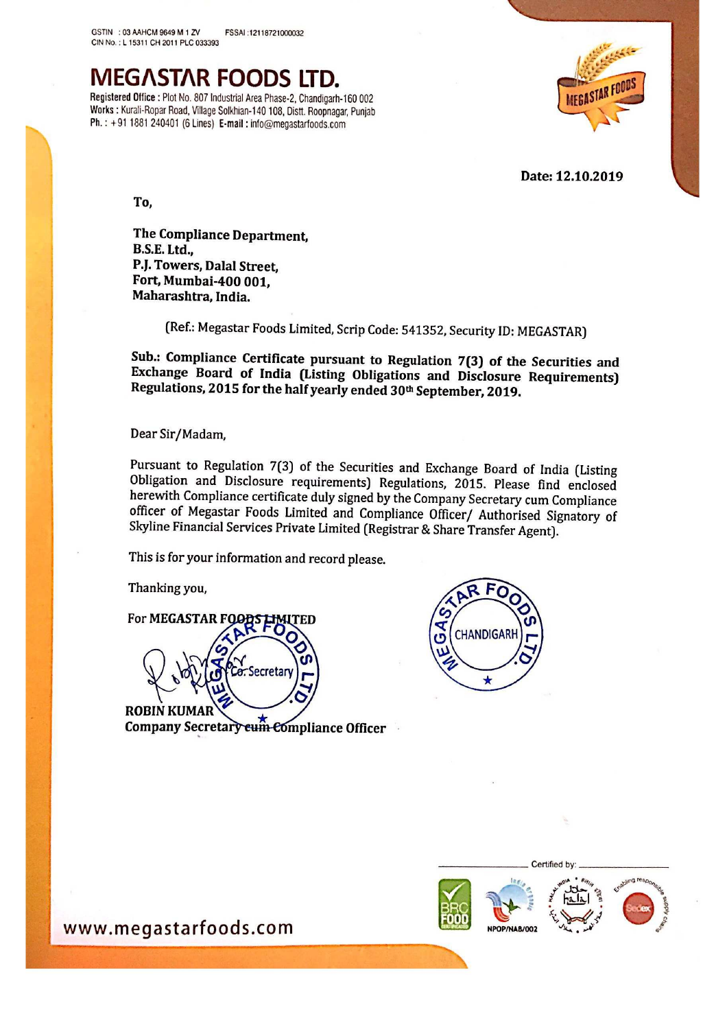GSTIN : 03 AAHCM 9649 M 1 ZV FSSAI :12118721000032
CIN No. : L 15311 CH 2011 PLC 033393

# MEGASTAR FOODS LTD.

**Registered Office :** Plot No. 807 Industrial Area Phase-2, Chandigarh-160 002
**Works :** Kurali-Ropar Road, Village Solkhian-140 108, Distt. Roopnagar, Punjab
**Ph. :** +91 1881 240401 (6 Lines) **E-mail :** info@megastarfoods.com

**Date: 12.10.2019**

**To,**

**The Compliance Department,**
**B.S.E. Ltd.,**
**P.J. Towers, Dalal Street,**
**Fort, Mumbai-400 001,**
**Maharashtra, India.**

(Ref.: Megastar Foods Limited, Scrip Code: 541352, Security ID: MEGASTAR)

**Sub.: Compliance Certificate pursuant to Regulation 7(3) of the Securities and Exchange Board of India (Listing Obligations and Disclosure Requirements) Regulations, 2015 for the half yearly ended 30th September, 2019.**

Dear Sir/Madam,

Pursuant to Regulation 7(3) of the Securities and Exchange Board of India (Listing Obligation and Disclosure requirements) Regulations, 2015. Please find enclosed herewith Compliance certificate duly signed by the Company Secretary cum Compliance officer of Megastar Foods Limited and Compliance Officer/ Authorised Signatory of Skyline Financial Services Private Limited (Registrar & Share Transfer Agent).

This is for your information and record please.

Thanking you,

**For MEGASTAR FOODS LIMITED**

**ROBIN KUMAR**
**Company Secretary cum Compliance Officer**

Certified by:

NPOP/NAB/002

www.megastarfoods.com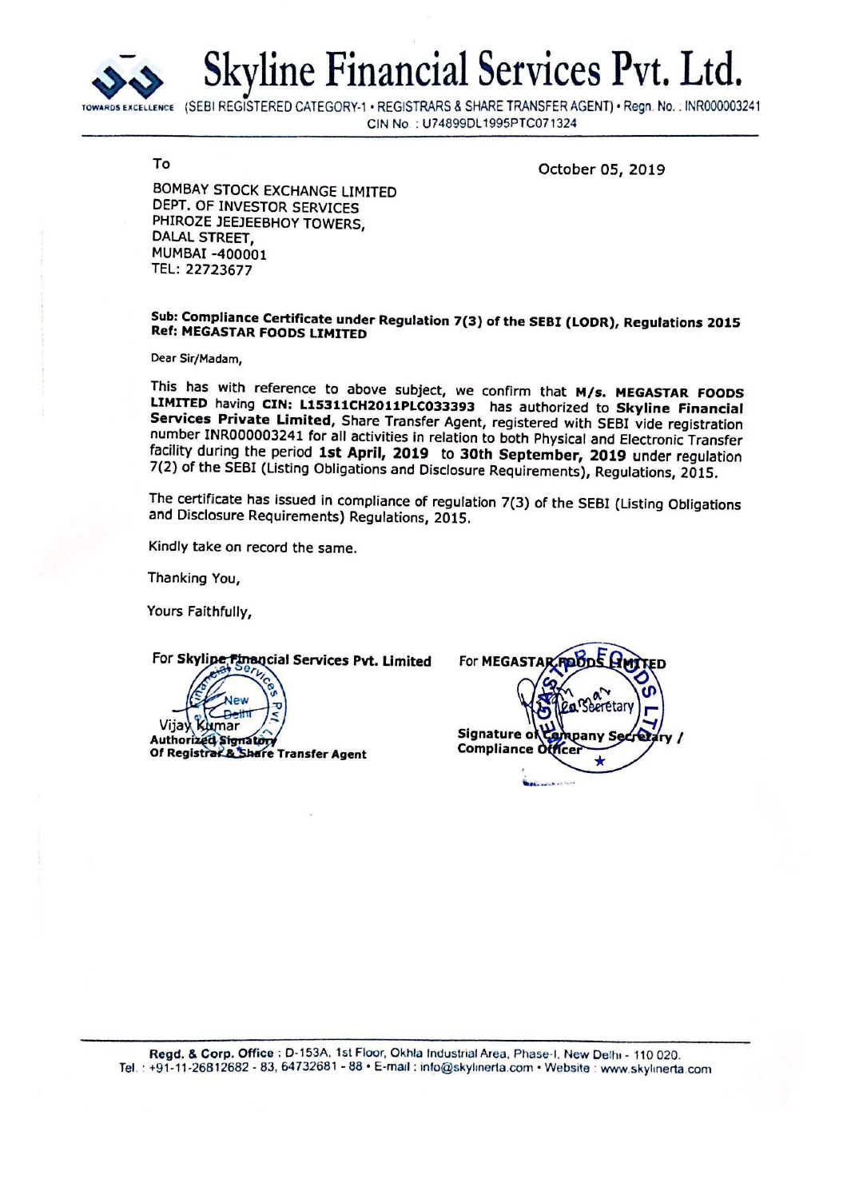# Skyline Financial Services Pvt. Ltd.

TOWARDS EXCELLENCE (SEBI REGISTERED CATEGORY-1 • REGISTRARS & SHARE TRANSFER AGENT) • Regn. No. : INR000003241

CIN No : U74899DL1995PTC071324

To

October 05, 2019

BOMBAY STOCK EXCHANGE LIMITED
DEPT. OF INVESTOR SERVICES
PHIROZE JEEJEEBHOY TOWERS,
DALAL STREET,
MUMBAI -400001
TEL: 22723677

**Sub: Compliance Certificate under Regulation 7(3) of the SEBI (LODR), Regulations 2015**
**Ref: MEGASTAR FOODS LIMITED**

Dear Sir/Madam,

This has with reference to above subject, we confirm that **M/s. MEGASTAR FOODS LIMITED** having **CIN: L15311CH2011PLC033393** has authorized to **Skyline Financial Services Private Limited**, Share Transfer Agent, registered with SEBI vide registration number INR000003241 for all activities in relation to both Physical and Electronic Transfer facility during the period **1st April, 2019** to **30th September, 2019** under regulation 7(2) of the SEBI (Listing Obligations and Disclosure Requirements), Regulations, 2015.

The certificate has issued in compliance of regulation 7(3) of the SEBI (Listing Obligations and Disclosure Requirements) Regulations, 2015.

Kindly take on record the same.

Thanking You,

Yours Faithfully,

**For Skyline Financial Services Pvt. Limited**

Vijay Kumar
**Authorized Signatory**
**Of Registrar & Share Transfer Agent**

**For MEGASTAR FOODS LIMITED**

Co. Secretary

**Signature of Company Secretary / Compliance Officer**

**Regd. & Corp. Office** : D-153A, 1st Floor, Okhla Industrial Area, Phase-I, New Delhi - 110 020.
Tel. : +91-11-26812682 - 83, 64732681 - 88 • E-mail : info@skylinerta.com • Website : www.skylinerta.com